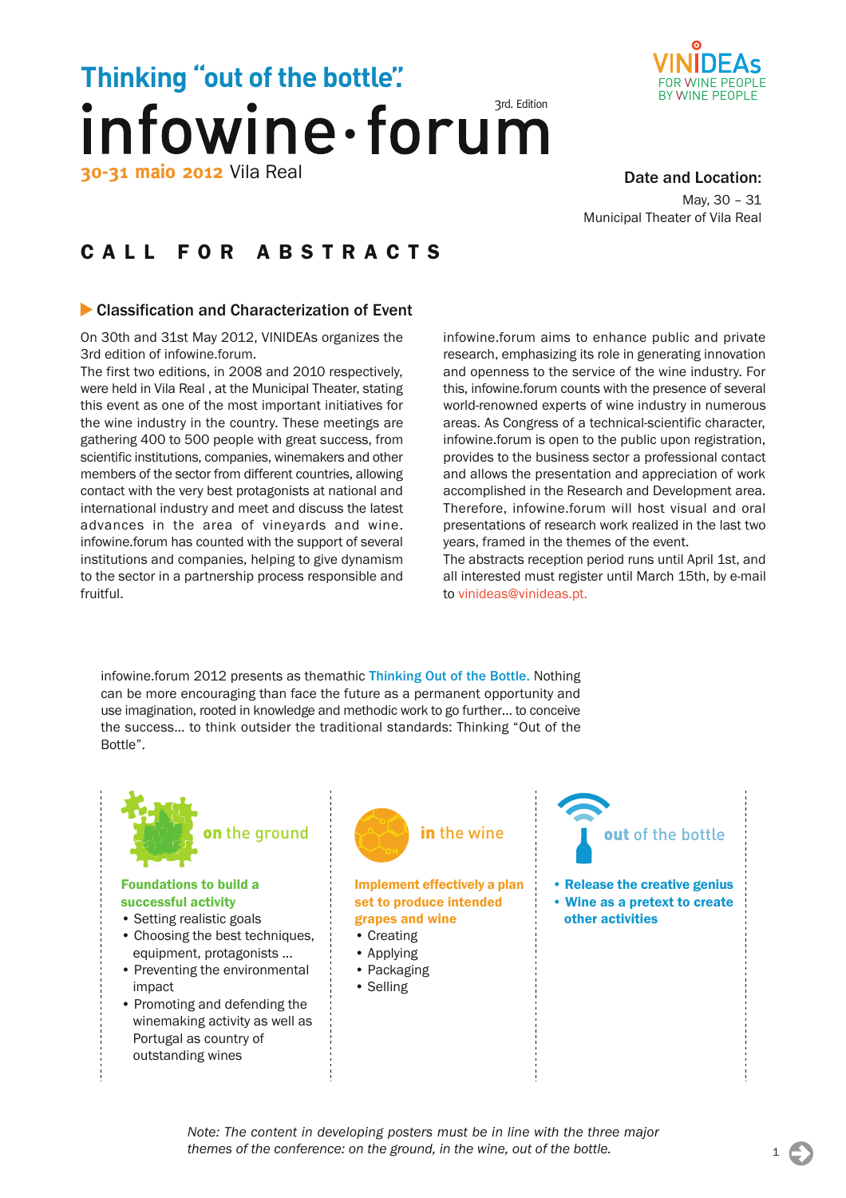# Thinking “out of the bottle”.

# infowine·forum

3rd. Edition

**30-31 maio 2012** Vila Real

VINIDEAs
FOR WINE PEOPLE
BY WINE PEOPLE

**Date and Location:**

May, 30 – 31
Municipal Theater of Vila Real

## CALL FOR ABSTRACTS

### Classification and Characterization of Event

On 30th and 31st May 2012, VINIDEAs organizes the 3rd edition of infowine.forum.

The first two editions, in 2008 and 2010 respectively, were held in Vila Real , at the Municipal Theater, stating this event as one of the most important initiatives for the wine industry in the country. These meetings are gathering 400 to 500 people with great success, from scientific institutions, companies, winemakers and other members of the sector from different countries, allowing contact with the very best protagonists at national and international industry and meet and discuss the latest advances in the area of vineyards and wine. infowine.forum has counted with the support of several institutions and companies, helping to give dynamism to the sector in a partnership process responsible and fruitful.

infowine.forum aims to enhance public and private research, emphasizing its role in generating innovation and openness to the service of the wine industry. For this, infowine.forum counts with the presence of several world-renowned experts of wine industry in numerous areas. As Congress of a technical-scientific character, infowine.forum is open to the public upon registration, provides to the business sector a professional contact and allows the presentation and appreciation of work accomplished in the Research and Development area. Therefore, infowine.forum will host visual and oral presentations of research work realized in the last two years, framed in the themes of the event.

The abstracts reception period runs until April 1st, and all interested must register until March 15th, by e-mail to vinideas@vinideas.pt.

infowine.forum 2012 presents as thematic Thinking Out of the Bottle. Nothing can be more encouraging than face the future as a permanent opportunity and use imagination, rooted in knowledge and methodic work to go further... to conceive the success... to think outsider the traditional standards: Thinking “Out of the Bottle”.

**on the ground**

**Foundations to build a successful activity**

- Setting realistic goals
- Choosing the best techniques, equipment, protagonists ...
- Preventing the environmental impact
- Promoting and defending the winemaking activity as well as Portugal as country of outstanding wines

**in the wine**

**Implement effectively a plan set to produce intended grapes and wine**

- Creating
- Applying
- Packaging
- Selling

**out of the bottle**

- **Release the creative genius**
- **Wine as a pretext to create other activities**

*Note: The content in developing posters must be in line with the three major themes of the conference: on the ground, in the wine, out of the bottle.*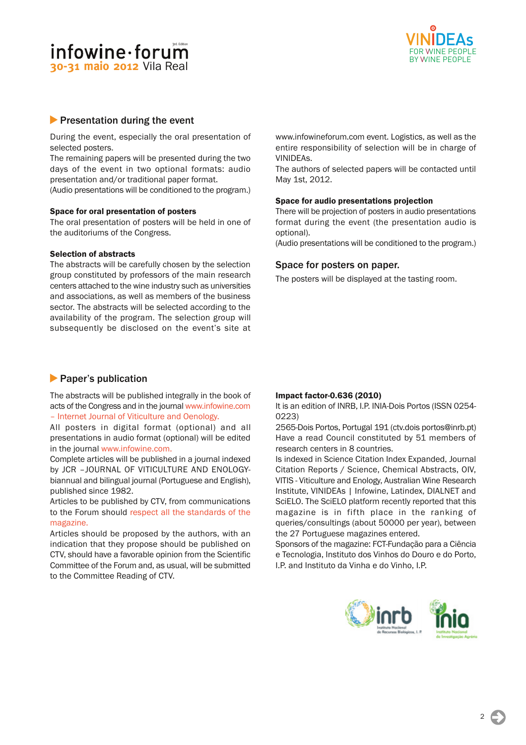## Presentation during the event

During the event, especially the oral presentation of selected posters.
The remaining papers will be presented during the two days of the event in two optional formats: audio presentation and/or traditional paper format.
(Audio presentations will be conditioned to the program.)

**Space for oral presentation of posters**
The oral presentation of posters will be held in one of the auditoriums of the Congress.

**Selection of abstracts**
The abstracts will be carefully chosen by the selection group constituted by professors of the main research centers attached to the wine industry such as universities and associations, as well as members of the business sector. The abstracts will be selected according to the availability of the program. The selection group will subsequently be disclosed on the event's site at www.infowineforum.com event. Logistics, as well as the entire responsibility of selection will be in charge of VINIDEAs.
The authors of selected papers will be contacted until May 1st, 2012.

**Space for audio presentations projection**
There will be projection of posters in audio presentations format during the event (the presentation audio is optional).
(Audio presentations will be conditioned to the program.)

### Space for posters on paper.

The posters will be displayed at the tasting room.

## Paper's publication

The abstracts will be published integrally in the book of acts of the Congress and in the journal www.infowine.com – Internet Journal of Viticulture and Oenology.
All posters in digital format (optional) and all presentations in audio format (optional) will be edited in the journal www.infowine.com.
Complete articles will be published in a journal indexed by JCR –JOURNAL OF VITICULTURE AND ENOLOGY- biannual and bilingual journal (Portuguese and English), published since 1982.
Articles to be published by CTV, from communications to the Forum should respect all the standards of the magazine.
Articles should be proposed by the authors, with an indication that they propose should be published on CTV, should have a favorable opinion from the Scientific Committee of the Forum and, as usual, will be submitted to the Committee Reading of CTV.

**Impact factor-0.636 (2010)**
It is an edition of INRB, I.P. INIA-Dois Portos (ISSN 0254-0223)
2565-Dois Portos, Portugal 191 (ctv.dois portos@inrb.pt)
Have a read Council constituted by 51 members of research centers in 8 countries.
Is indexed in Science Citation Index Expanded, Journal Citation Reports / Science, Chemical Abstracts, OIV, VITIS - Viticulture and Enology, Australian Wine Research Institute, VINIDEAs | Infowine, Latindex, DIALNET and SciELO. The SciELO platform recently reported that this magazine is in fifth place in the ranking of queries/consultings (about 50000 per year), between the 27 Portuguese magazines entered.
Sponsors of the magazine: FCT-Fundação para a Ciência e Tecnologia, Instituto dos Vinhos do Douro e do Porto, I.P. and Instituto da Vinha e do Vinho, I.P.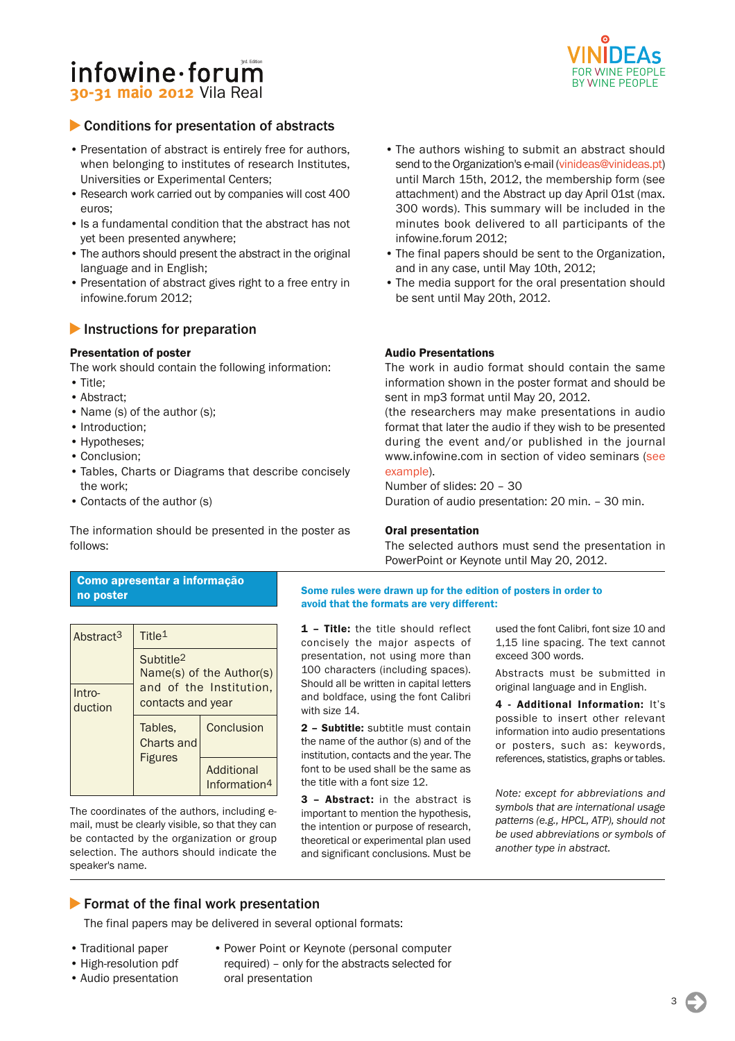infowine·forum
3rd. Edition
30-31 maio 2012 Vila Real

VINIDEAs
FOR WINE PEOPLE
BY WINE PEOPLE

## Conditions for presentation of abstracts

- Presentation of abstract is entirely free for authors, when belonging to institutes of research Institutes, Universities or Experimental Centers;
- Research work carried out by companies will cost 400 euros;
- Is a fundamental condition that the abstract has not yet been presented anywhere;
- The authors should present the abstract in the original language and in English;
- Presentation of abstract gives right to a free entry in infowine.forum 2012;
- The authors wishing to submit an abstract should send to the Organization's e-mail (vinideas@vinideas.pt) until March 15th, 2012, the membership form (see attachment) and the Abstract up day April 01st (max. 300 words). This summary will be included in the minutes book delivered to all participants of the infowine.forum 2012;
- The final papers should be sent to the Organization, and in any case, until May 10th, 2012;
- The media support for the oral presentation should be sent until May 20th, 2012.

## Instructions for preparation

### Presentation of poster

The work should contain the following information:

- Title;
- Abstract;
- Name (s) of the author (s);
- Introduction;
- Hypotheses;
- Conclusion;
- Tables, Charts or Diagrams that describe concisely the work;
- Contacts of the author (s)

The information should be presented in the poster as follows:

**Como apresentar a informação no poster**

| Abstract[3] | Title[1] | |
|---|---|---|
| | Subtitle[2] Name(s) of the Author(s) and of the Institution, contacts and year | |
| Intro-duction | | |
| | Tables, Charts and Figures | Conclusion |
| | | Additional Information[4] |

The coordinates of the authors, including e-mail, must be clearly visible, so that they can be contacted by the organization or group selection. The authors should indicate the speaker's name.

**Some rules were drawn up for the edition of posters in order to avoid that the formats are very different:**

**1 – Title:** the title should reflect concisely the major aspects of presentation, not using more than 100 characters (including spaces). Should all be written in capital letters and boldface, using the font Calibri with size 14.

**2 – Subtitle:** subtitle must contain the name of the author (s) and of the institution, contacts and the year. The font to be used shall be the same as the title with a font size 12.

**3 – Abstract:** in the abstract is important to mention the hypothesis, the intention or purpose of research, theoretical or experimental plan used and significant conclusions. Must be used the font Calibri, font size 10 and 1,15 line spacing. The text cannot exceed 300 words.

Abstracts must be submitted in original language and in English.

**4 - Additional Information:** It's possible to insert other relevant information into audio presentations or posters, such as: keywords, references, statistics, graphs or tables.

*Note: except for abbreviations and symbols that are international usage patterns (e.g., HPCL, ATP), should not be used abbreviations or symbols of another type in abstract.*

### Audio Presentations

The work in audio format should contain the same information shown in the poster format and should be sent in mp3 format until May 20, 2012.

(the researchers may make presentations in audio format that later the audio if they wish to be presented during the event and/or published in the journal www.infowine.com in section of video seminars (see example).

Number of slides: 20 – 30

Duration of audio presentation: 20 min. – 30 min.

### Oral presentation

The selected authors must send the presentation in PowerPoint or Keynote until May 20, 2012.

## Format of the final work presentation

The final papers may be delivered in several optional formats:

- Traditional paper
- High-resolution pdf
- Audio presentation
- Power Point or Keynote (personal computer required) – only for the abstracts selected for oral presentation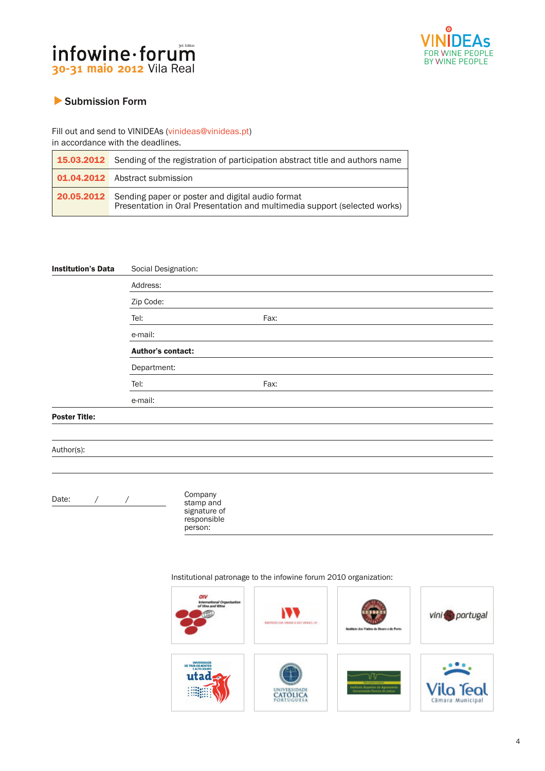infowine·forum 3rd. Edition
30-31 maio 2012 Vila Real

VINIDEAs
FOR WINE PEOPLE
BY WINE PEOPLE

## Submission Form

Fill out and send to VINIDEAs (vinideas@vinideas.pt)
in accordance with the deadlines.

| | |
|---|---|
| **15.03.2012** | Sending of the registration of participation abstract title and authors name |
| **01.04.2012** | Abstract submission |
| **20.05.2012** | Sending paper or poster and digital audio format<br>Presentation in Oral Presentation and multimedia support (selected works) |

**Institution's Data**

Social Designation:

Address:

Zip Code:

Tel: Fax:

e-mail:

**Author's contact:**

Department:

Tel: Fax:

e-mail:

**Poster Title:**

Author(s):

Date: / /

Company stamp and signature of responsible person:

Institutional patronage to the infowine forum 2010 organization: